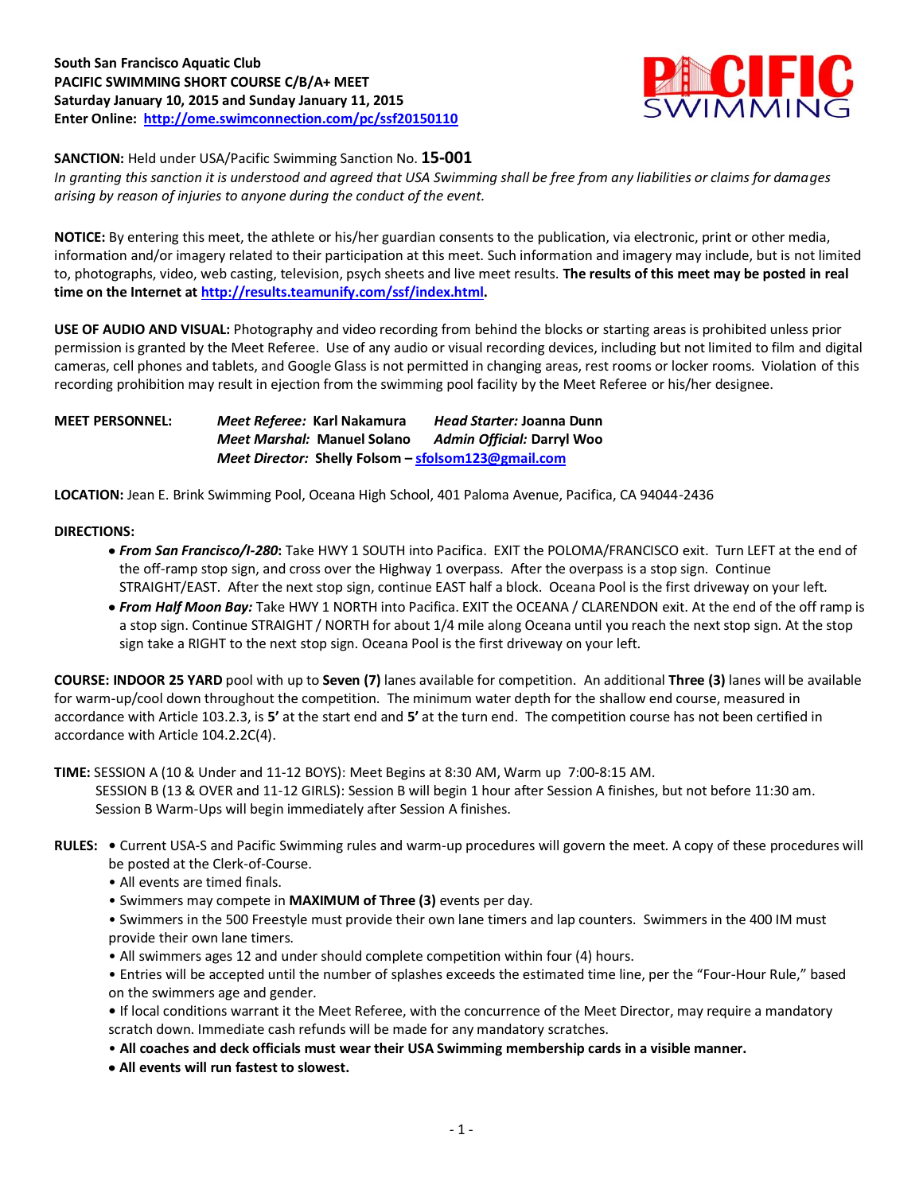**South San Francisco Aquatic Club**
**PACIFIC SWIMMING SHORT COURSE C/B/A+ MEET**
**Saturday January 10, 2015 and Sunday January 11, 2015**
**Enter Online: http://ome.swimconnection.com/pc/ssf20150110**

**SANCTION:** Held under USA/Pacific Swimming Sanction No. **15-001**
*In granting this sanction it is understood and agreed that USA Swimming shall be free from any liabilities or claims for damages arising by reason of injuries to anyone during the conduct of the event.*

**NOTICE:** By entering this meet, the athlete or his/her guardian consents to the publication, via electronic, print or other media, information and/or imagery related to their participation at this meet. Such information and imagery may include, but is not limited to, photographs, video, web casting, television, psych sheets and live meet results. **The results of this meet may be posted in real time on the Internet at http://results.teamunify.com/ssf/index.html.**

**USE OF AUDIO AND VISUAL:** Photography and video recording from behind the blocks or starting areas is prohibited unless prior permission is granted by the Meet Referee. Use of any audio or visual recording devices, including but not limited to film and digital cameras, cell phones and tablets, and Google Glass is not permitted in changing areas, rest rooms or locker rooms. Violation of this recording prohibition may result in ejection from the swimming pool facility by the Meet Referee or his/her designee.

**MEET PERSONNEL:**
*Meet Referee:* **Karl Nakamura** — *Head Starter:* **Joanna Dunn**
*Meet Marshal:* **Manuel Solano** — *Admin Official:* **Darryl Woo**
*Meet Director:* **Shelly Folsom – sfolsom123@gmail.com**

**LOCATION:** Jean E. Brink Swimming Pool, Oceana High School, 401 Paloma Avenue, Pacifica, CA 94044-2436

**DIRECTIONS:**

- ***From San Francisco/I-280*:** Take HWY 1 SOUTH into Pacifica. EXIT the POLOMA/FRANCISCO exit. Turn LEFT at the end of the off-ramp stop sign, and cross over the Highway 1 overpass. After the overpass is a stop sign. Continue STRAIGHT/EAST. After the next stop sign, continue EAST half a block. Oceana Pool is the first driveway on your left.
- ***From Half Moon Bay:*** Take HWY 1 NORTH into Pacifica. EXIT the OCEANA / CLARENDON exit. At the end of the off ramp is a stop sign. Continue STRAIGHT / NORTH for about 1/4 mile along Oceana until you reach the next stop sign. At the stop sign take a RIGHT to the next stop sign. Oceana Pool is the first driveway on your left.

**COURSE: INDOOR 25 YARD** pool with up to **Seven (7)** lanes available for competition. An additional **Three (3)** lanes will be available for warm-up/cool down throughout the competition. The minimum water depth for the shallow end course, measured in accordance with Article 103.2.3, is **5'** at the start end and **5'** at the turn end. The competition course has not been certified in accordance with Article 104.2.2C(4).

**TIME:** SESSION A (10 & Under and 11-12 BOYS): Meet Begins at 8:30 AM, Warm up 7:00-8:15 AM.
SESSION B (13 & OVER and 11-12 GIRLS): Session B will begin 1 hour after Session A finishes, but not before 11:30 am.
Session B Warm-Ups will begin immediately after Session A finishes.

**RULES:**

- Current USA-S and Pacific Swimming rules and warm-up procedures will govern the meet. A copy of these procedures will be posted at the Clerk-of-Course.
- All events are timed finals.
- Swimmers may compete in **MAXIMUM of Three (3)** events per day.
- Swimmers in the 500 Freestyle must provide their own lane timers and lap counters. Swimmers in the 400 IM must provide their own lane timers.
- All swimmers ages 12 and under should complete competition within four (4) hours.
- Entries will be accepted until the number of splashes exceeds the estimated time line, per the "Four-Hour Rule," based on the swimmers age and gender.
- If local conditions warrant it the Meet Referee, with the concurrence of the Meet Director, may require a mandatory scratch down. Immediate cash refunds will be made for any mandatory scratches.
- **All coaches and deck officials must wear their USA Swimming membership cards in a visible manner.**
- **All events will run fastest to slowest.**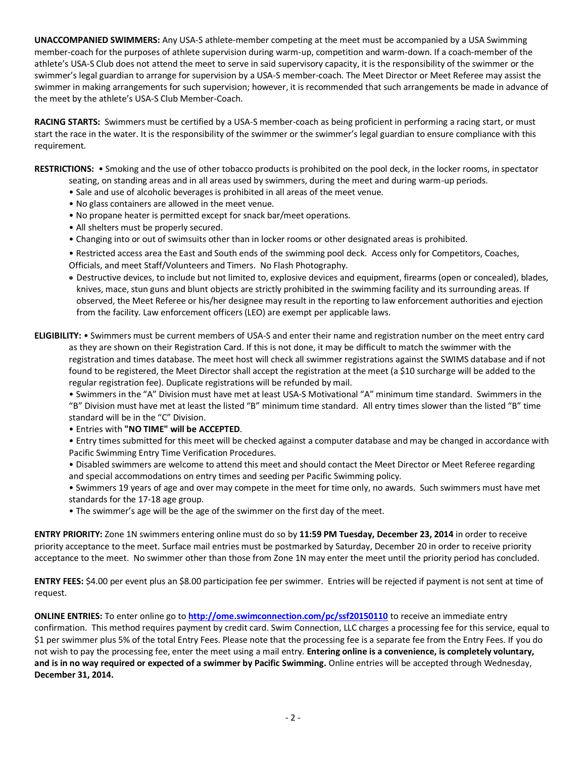**UNACCOMPANIED SWIMMERS:** Any USA-S athlete-member competing at the meet must be accompanied by a USA Swimming member-coach for the purposes of athlete supervision during warm-up, competition and warm-down. If a coach-member of the athlete's USA-S Club does not attend the meet to serve in said supervisory capacity, it is the responsibility of the swimmer or the swimmer's legal guardian to arrange for supervision by a USA-S member-coach. The Meet Director or Meet Referee may assist the swimmer in making arrangements for such supervision; however, it is recommended that such arrangements be made in advance of the meet by the athlete's USA-S Club Member-Coach.

**RACING STARTS:** Swimmers must be certified by a USA-S member-coach as being proficient in performing a racing start, or must start the race in the water. It is the responsibility of the swimmer or the swimmer's legal guardian to ensure compliance with this requirement.

**RESTRICTIONS:**
- Smoking and the use of other tobacco products is prohibited on the pool deck, in the locker rooms, in spectator seating, on standing areas and in all areas used by swimmers, during the meet and during warm-up periods.
- Sale and use of alcoholic beverages is prohibited in all areas of the meet venue.
- No glass containers are allowed in the meet venue.
- No propane heater is permitted except for snack bar/meet operations.
- All shelters must be properly secured.
- Changing into or out of swimsuits other than in locker rooms or other designated areas is prohibited.
- Restricted access area the East and South ends of the swimming pool deck. Access only for Competitors, Coaches, Officials, and meet Staff/Volunteers and Timers. No Flash Photography.
- Destructive devices, to include but not limited to, explosive devices and equipment, firearms (open or concealed), blades, knives, mace, stun guns and blunt objects are strictly prohibited in the swimming facility and its surrounding areas. If observed, the Meet Referee or his/her designee may result in the reporting to law enforcement authorities and ejection from the facility. Law enforcement officers (LEO) are exempt per applicable laws.

**ELIGIBILITY:**
- Swimmers must be current members of USA-S and enter their name and registration number on the meet entry card as they are shown on their Registration Card. If this is not done, it may be difficult to match the swimmer with the registration and times database. The meet host will check all swimmer registrations against the SWIMS database and if not found to be registered, the Meet Director shall accept the registration at the meet (a $10 surcharge will be added to the regular registration fee). Duplicate registrations will be refunded by mail.
- Swimmers in the "A" Division must have met at least USA-S Motivational "A" minimum time standard. Swimmers in the "B" Division must have met at least the listed "B" minimum time standard. All entry times slower than the listed "B" time standard will be in the "C" Division.
- Entries with **"NO TIME" will be ACCEPTED**.
- Entry times submitted for this meet will be checked against a computer database and may be changed in accordance with Pacific Swimming Entry Time Verification Procedures.
- Disabled swimmers are welcome to attend this meet and should contact the Meet Director or Meet Referee regarding and special accommodations on entry times and seeding per Pacific Swimming policy.
- Swimmers 19 years of age and over may compete in the meet for time only, no awards. Such swimmers must have met standards for the 17-18 age group.
- The swimmer's age will be the age of the swimmer on the first day of the meet.

**ENTRY PRIORITY:** Zone 1N swimmers entering online must do so by **11:59 PM Tuesday, December 23, 2014** in order to receive priority acceptance to the meet. Surface mail entries must be postmarked by Saturday, December 20 in order to receive priority acceptance to the meet. No swimmer other than those from Zone 1N may enter the meet until the priority period has concluded.

**ENTRY FEES:** $4.00 per event plus an $8.00 participation fee per swimmer. Entries will be rejected if payment is not sent at time of request.

**ONLINE ENTRIES:** To enter online go to **http://ome.swimconnection.com/pc/ssf20150110** to receive an immediate entry confirmation. This method requires payment by credit card. Swim Connection, LLC charges a processing fee for this service, equal to $1 per swimmer plus 5% of the total Entry Fees. Please note that the processing fee is a separate fee from the Entry Fees. If you do not wish to pay the processing fee, enter the meet using a mail entry. **Entering online is a convenience, is completely voluntary, and is in no way required or expected of a swimmer by Pacific Swimming.** Online entries will be accepted through Wednesday, **December 31, 2014.**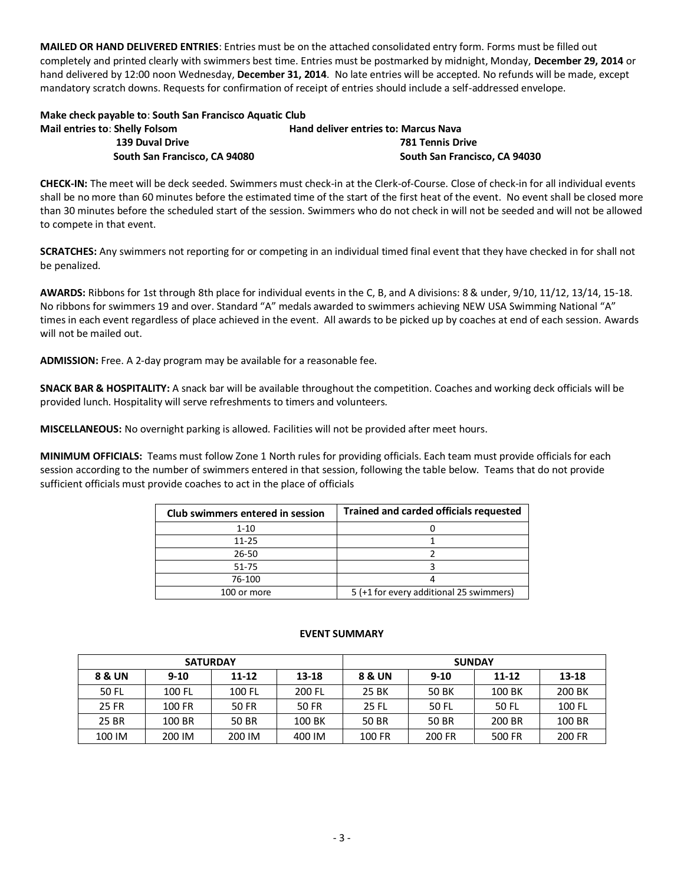**MAILED OR HAND DELIVERED ENTRIES**: Entries must be on the attached consolidated entry form. Forms must be filled out completely and printed clearly with swimmers best time. Entries must be postmarked by midnight, Monday, **December 29, 2014** or hand delivered by 12:00 noon Wednesday, **December 31, 2014**. No late entries will be accepted. No refunds will be made, except mandatory scratch downs. Requests for confirmation of receipt of entries should include a self-addressed envelope.

**Make check payable to**: **South San Francisco Aquatic Club**

**Mail entries to**: **Shelly Folsom**
**139 Duval Drive**
**South San Francisco, CA 94080**

**Hand deliver entries to: Marcus Nava**
**781 Tennis Drive**
**South San Francisco, CA 94030**

**CHECK-IN:** The meet will be deck seeded. Swimmers must check-in at the Clerk-of-Course. Close of check-in for all individual events shall be no more than 60 minutes before the estimated time of the start of the first heat of the event. No event shall be closed more than 30 minutes before the scheduled start of the session. Swimmers who do not check in will not be seeded and will not be allowed to compete in that event.

**SCRATCHES:** Any swimmers not reporting for or competing in an individual timed final event that they have checked in for shall not be penalized.

**AWARDS:** Ribbons for 1st through 8th place for individual events in the C, B, and A divisions: 8 & under, 9/10, 11/12, 13/14, 15-18. No ribbons for swimmers 19 and over. Standard "A" medals awarded to swimmers achieving NEW USA Swimming National "A" times in each event regardless of place achieved in the event. All awards to be picked up by coaches at end of each session. Awards will not be mailed out.

**ADMISSION:** Free. A 2-day program may be available for a reasonable fee.

**SNACK BAR & HOSPITALITY:** A snack bar will be available throughout the competition. Coaches and working deck officials will be provided lunch. Hospitality will serve refreshments to timers and volunteers.

**MISCELLANEOUS:** No overnight parking is allowed. Facilities will not be provided after meet hours.

**MINIMUM OFFICIALS:** Teams must follow Zone 1 North rules for providing officials. Each team must provide officials for each session according to the number of swimmers entered in that session, following the table below. Teams that do not provide sufficient officials must provide coaches to act in the place of officials

| Club swimmers entered in session | Trained and carded officials requested |
|---|---|
| 1-10 | 0 |
| 11-25 | 1 |
| 26-50 | 2 |
| 51-75 | 3 |
| 76-100 | 4 |
| 100 or more | 5 (+1 for every additional 25 swimmers) |

**EVENT SUMMARY**

| SATURDAY | | | | SUNDAY | | | |
|---|---|---|---|---|---|---|---|
| **8 & UN** | **9-10** | **11-12** | **13-18** | **8 & UN** | **9-10** | **11-12** | **13-18** |
| 50 FL | 100 FL | 100 FL | 200 FL | 25 BK | 50 BK | 100 BK | 200 BK |
| 25 FR | 100 FR | 50 FR | 50 FR | 25 FL | 50 FL | 50 FL | 100 FL |
| 25 BR | 100 BR | 50 BR | 100 BK | 50 BR | 50 BR | 200 BR | 100 BR |
| 100 IM | 200 IM | 200 IM | 400 IM | 100 FR | 200 FR | 500 FR | 200 FR |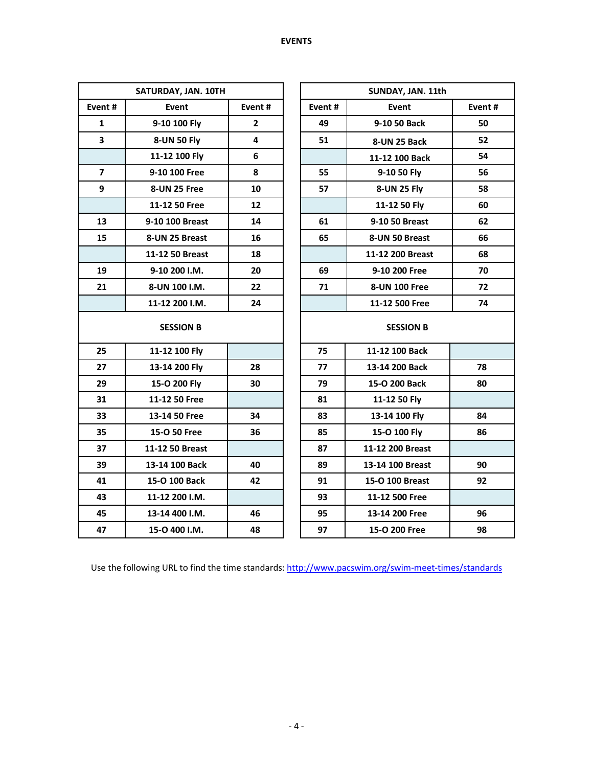# EVENTS

| SATURDAY, JAN. 10TH | | |
|---|---|---|
| **Event #** | **Event** | **Event #** |
| 1 | 9-10 100 Fly | 2 |
| 3 | 8-UN 50 Fly | 4 |
| | 11-12 100 Fly | 6 |
| 7 | 9-10 100 Free | 8 |
| 9 | 8-UN 25 Free | 10 |
| | 11-12 50 Free | 12 |
| 13 | 9-10 100 Breast | 14 |
| 15 | 8-UN 25 Breast | 16 |
| | 11-12 50 Breast | 18 |
| 19 | 9-10 200 I.M. | 20 |
| 21 | 8-UN 100 I.M. | 22 |
| | 11-12 200 I.M. | 24 |
| **SESSION B** | | |
| 25 | 11-12 100 Fly | |
| 27 | 13-14 200 Fly | 28 |
| 29 | 15-O 200 Fly | 30 |
| 31 | 11-12 50 Free | |
| 33 | 13-14 50 Free | 34 |
| 35 | 15-O 50 Free | 36 |
| 37 | 11-12 50 Breast | |
| 39 | 13-14 100 Back | 40 |
| 41 | 15-O 100 Back | 42 |
| 43 | 11-12 200 I.M. | |
| 45 | 13-14 400 I.M. | 46 |
| 47 | 15-O 400 I.M. | 48 |

| SUNDAY, JAN. 11th | | |
|---|---|---|
| **Event #** | **Event** | **Event #** |
| 49 | 9-10 50 Back | 50 |
| 51 | 8-UN 25 Back | 52 |
| | 11-12 100 Back | 54 |
| 55 | 9-10 50 Fly | 56 |
| 57 | 8-UN 25 Fly | 58 |
| | 11-12 50 Fly | 60 |
| 61 | 9-10 50 Breast | 62 |
| 65 | 8-UN 50 Breast | 66 |
| | 11-12 200 Breast | 68 |
| 69 | 9-10 200 Free | 70 |
| 71 | 8-UN 100 Free | 72 |
| | 11-12 500 Free | 74 |
| **SESSION B** | | |
| 75 | 11-12 100 Back | |
| 77 | 13-14 200 Back | 78 |
| 79 | 15-O 200 Back | 80 |
| 81 | 11-12 50 Fly | |
| 83 | 13-14 100 Fly | 84 |
| 85 | 15-O 100 Fly | 86 |
| 87 | 11-12 200 Breast | |
| 89 | 13-14 100 Breast | 90 |
| 91 | 15-O 100 Breast | 92 |
| 93 | 11-12 500 Free | |
| 95 | 13-14 200 Free | 96 |
| 97 | 15-O 200 Free | 98 |

Use the following URL to find the time standards: http://www.pacswim.org/swim-meet-times/standards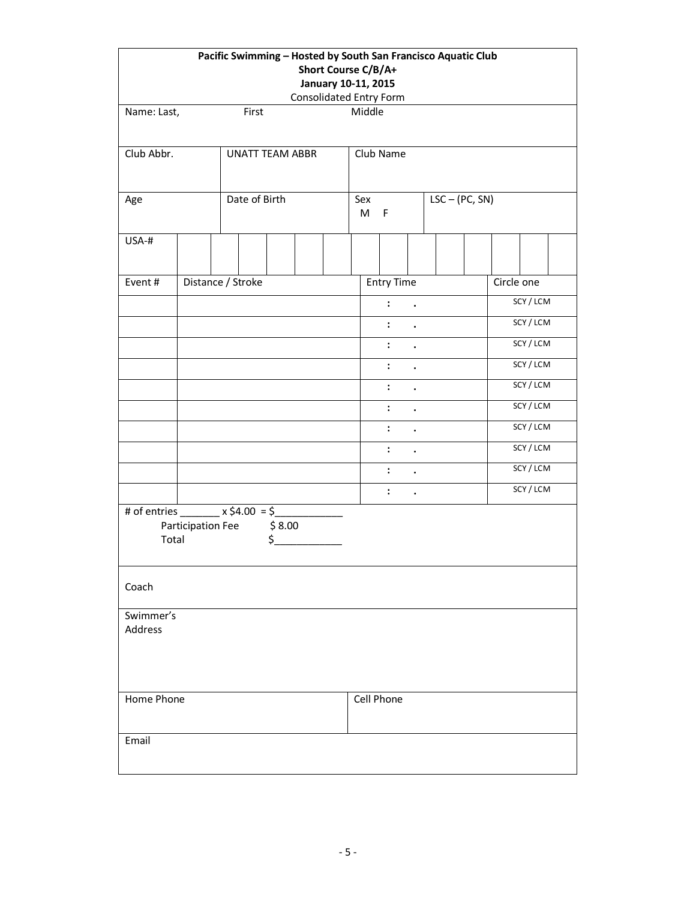**Pacific Swimming – Hosted by South San Francisco Aquatic Club**
**Short Course C/B/A+**
**January 10-11, 2015**
Consolidated Entry Form

| | | | |
|---|---|---|---|
| Name: Last, | First | Middle | |
| Club Abbr. | UNATT TEAM ABBR | Club Name | |
| Age | Date of Birth | Sex M F | LSC – (PC, SN) |
| USA-# | | | |

| Event # | Distance / Stroke | Entry Time | Circle one |
|---|---|---|---|
| | | : . | SCY / LCM |
| | | : . | SCY / LCM |
| | | : . | SCY / LCM |
| | | : . | SCY / LCM |
| | | : . | SCY / LCM |
| | | : . | SCY / LCM |
| | | : . | SCY / LCM |
| | | : . | SCY / LCM |
| | | : . | SCY / LCM |
| | | : . | SCY / LCM |

# of entries _______ x $4.00 = $____________
Participation Fee $ 8.00
Total $____________

| | |
|---|---|
| Coach | |
| Swimmer's Address | |
| Home Phone | Cell Phone |
| Email | |